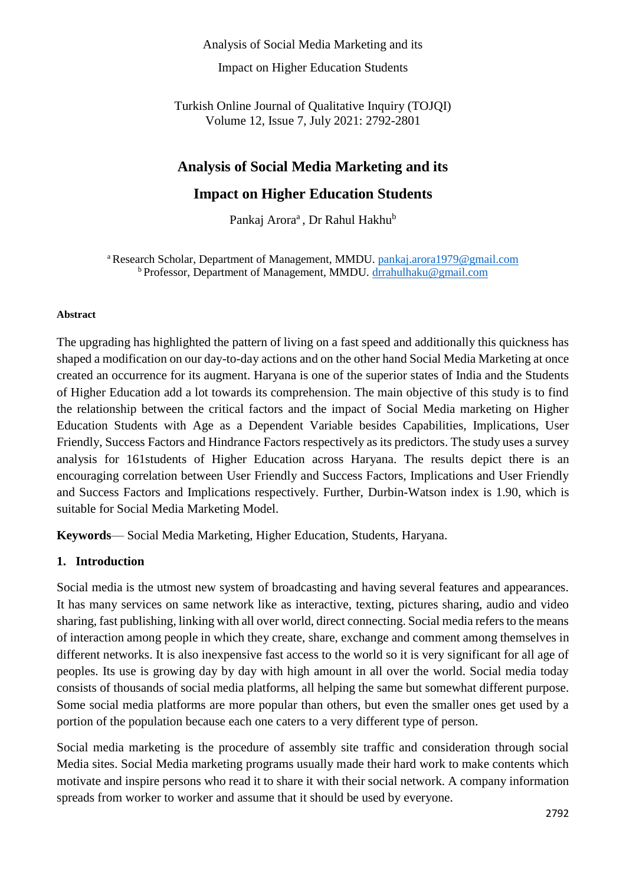# Analysis of Social Media Marketing and its Impact on Higher Education Students

Pankaj Arora[a] , Dr Rahul Hakhu[b]

[a] Research Scholar, Department of Management, MMDU. pankaj.arora1979@gmail.com
[b] Professor, Department of Management, MMDU. drrahulhaku@gmail.com

#### Abstract

The upgrading has highlighted the pattern of living on a fast speed and additionally this quickness has shaped a modification on our day-to-day actions and on the other hand Social Media Marketing at once created an occurrence for its augment. Haryana is one of the superior states of India and the Students of Higher Education add a lot towards its comprehension. The main objective of this study is to find the relationship between the critical factors and the impact of Social Media marketing on Higher Education Students with Age as a Dependent Variable besides Capabilities, Implications, User Friendly, Success Factors and Hindrance Factors respectively as its predictors. The study uses a survey analysis for 161students of Higher Education across Haryana. The results depict there is an encouraging correlation between User Friendly and Success Factors, Implications and User Friendly and Success Factors and Implications respectively. Further, Durbin-Watson index is 1.90, which is suitable for Social Media Marketing Model.

**Keywords**— Social Media Marketing, Higher Education, Students, Haryana.

## 1. Introduction

Social media is the utmost new system of broadcasting and having several features and appearances. It has many services on same network like as interactive, texting, pictures sharing, audio and video sharing, fast publishing, linking with all over world, direct connecting. Social media refers to the means of interaction among people in which they create, share, exchange and comment among themselves in different networks. It is also inexpensive fast access to the world so it is very significant for all age of peoples. Its use is growing day by day with high amount in all over the world. Social media today consists of thousands of social media platforms, all helping the same but somewhat different purpose. Some social media platforms are more popular than others, but even the smaller ones get used by a portion of the population because each one caters to a very different type of person.

Social media marketing is the procedure of assembly site traffic and consideration through social Media sites. Social Media marketing programs usually made their hard work to make contents which motivate and inspire persons who read it to share it with their social network. A company information spreads from worker to worker and assume that it should be used by everyone.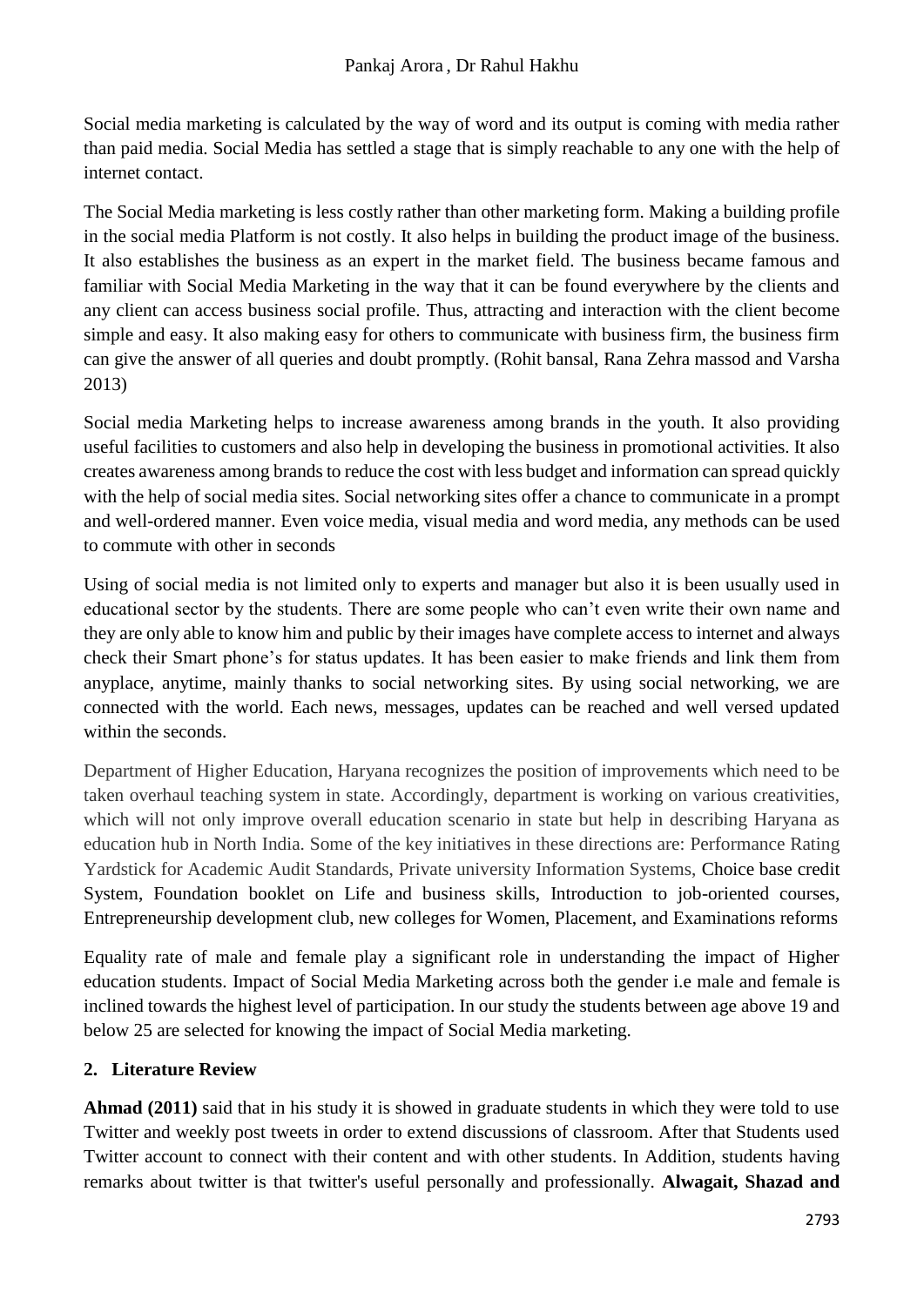Social media marketing is calculated by the way of word and its output is coming with media rather than paid media. Social Media has settled a stage that is simply reachable to any one with the help of internet contact.

The Social Media marketing is less costly rather than other marketing form. Making a building profile in the social media Platform is not costly. It also helps in building the product image of the business. It also establishes the business as an expert in the market field. The business became famous and familiar with Social Media Marketing in the way that it can be found everywhere by the clients and any client can access business social profile. Thus, attracting and interaction with the client become simple and easy. It also making easy for others to communicate with business firm, the business firm can give the answer of all queries and doubt promptly. (Rohit bansal, Rana Zehra massod and Varsha 2013)

Social media Marketing helps to increase awareness among brands in the youth. It also providing useful facilities to customers and also help in developing the business in promotional activities. It also creates awareness among brands to reduce the cost with less budget and information can spread quickly with the help of social media sites. Social networking sites offer a chance to communicate in a prompt and well-ordered manner. Even voice media, visual media and word media, any methods can be used to commute with other in seconds

Using of social media is not limited only to experts and manager but also it is been usually used in educational sector by the students. There are some people who can't even write their own name and they are only able to know him and public by their images have complete access to internet and always check their Smart phone's for status updates. It has been easier to make friends and link them from anyplace, anytime, mainly thanks to social networking sites. By using social networking, we are connected with the world. Each news, messages, updates can be reached and well versed updated within the seconds.

Department of Higher Education, Haryana recognizes the position of improvements which need to be taken overhaul teaching system in state. Accordingly, department is working on various creativities, which will not only improve overall education scenario in state but help in describing Haryana as education hub in North India. Some of the key initiatives in these directions are: Performance Rating Yardstick for Academic Audit Standards, Private university Information Systems, Choice base credit System, Foundation booklet on Life and business skills, Introduction to job-oriented courses, Entrepreneurship development club, new colleges for Women, Placement, and Examinations reforms

Equality rate of male and female play a significant role in understanding the impact of Higher education students. Impact of Social Media Marketing across both the gender i.e male and female is inclined towards the highest level of participation. In our study the students between age above 19 and below 25 are selected for knowing the impact of Social Media marketing.

## 2. Literature Review

**Ahmad (2011)** said that in his study it is showed in graduate students in which they were told to use Twitter and weekly post tweets in order to extend discussions of classroom. After that Students used Twitter account to connect with their content and with other students. In Addition, students having remarks about twitter is that twitter's useful personally and professionally. **Alwagait, Shazad and**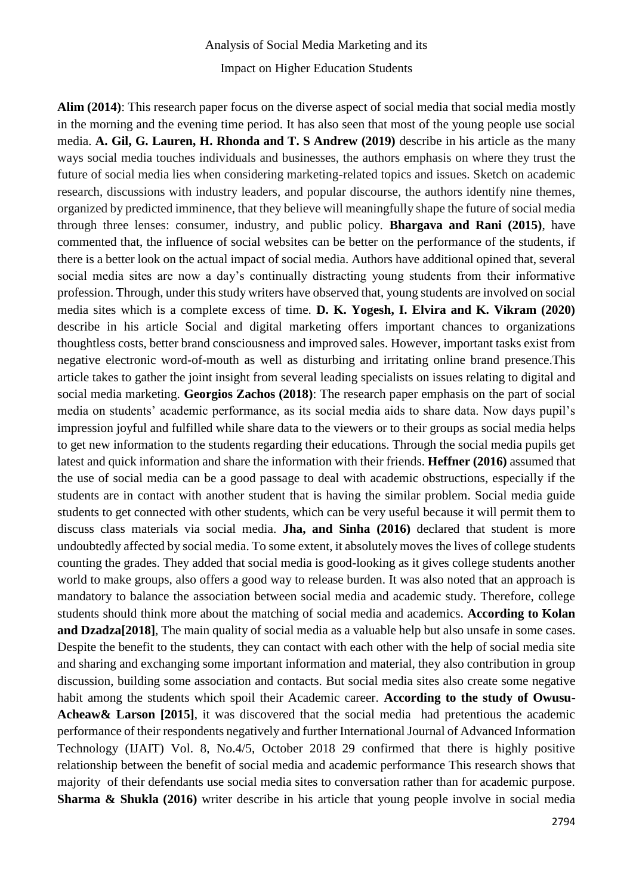**Alim (2014)**: This research paper focus on the diverse aspect of social media that social media mostly in the morning and the evening time period. It has also seen that most of the young people use social media. **A. Gil, G. Lauren, H. Rhonda and T. S Andrew (2019)** describe in his article as the many ways social media touches individuals and businesses, the authors emphasis on where they trust the future of social media lies when considering marketing-related topics and issues. Sketch on academic research, discussions with industry leaders, and popular discourse, the authors identify nine themes, organized by predicted imminence, that they believe will meaningfully shape the future of social media through three lenses: consumer, industry, and public policy. **Bhargava and Rani (2015)**, have commented that, the influence of social websites can be better on the performance of the students, if there is a better look on the actual impact of social media. Authors have additional opined that, several social media sites are now a day's continually distracting young students from their informative profession. Through, under this study writers have observed that, young students are involved on social media sites which is a complete excess of time. **D. K. Yogesh, I. Elvira and K. Vikram (2020)** describe in his article Social and digital marketing offers important chances to organizations thoughtless costs, better brand consciousness and improved sales. However, important tasks exist from negative electronic word-of-mouth as well as disturbing and irritating online brand presence.This article takes to gather the joint insight from several leading specialists on issues relating to digital and social media marketing. **Georgios Zachos (2018)**: The research paper emphasis on the part of social media on students' academic performance, as its social media aids to share data. Now days pupil's impression joyful and fulfilled while share data to the viewers or to their groups as social media helps to get new information to the students regarding their educations. Through the social media pupils get latest and quick information and share the information with their friends. **Heffner (2016)** assumed that the use of social media can be a good passage to deal with academic obstructions, especially if the students are in contact with another student that is having the similar problem. Social media guide students to get connected with other students, which can be very useful because it will permit them to discuss class materials via social media. **Jha, and Sinha (2016)** declared that student is more undoubtedly affected by social media. To some extent, it absolutely moves the lives of college students counting the grades. They added that social media is good-looking as it gives college students another world to make groups, also offers a good way to release burden. It was also noted that an approach is mandatory to balance the association between social media and academic study. Therefore, college students should think more about the matching of social media and academics. **According to Kolan and Dzadza[2018]**, The main quality of social media as a valuable help but also unsafe in some cases. Despite the benefit to the students, they can contact with each other with the help of social media site and sharing and exchanging some important information and material, they also contribution in group discussion, building some association and contacts. But social media sites also create some negative habit among the students which spoil their Academic career. **According to the study of Owusu-Acheaw& Larson [2015]**, it was discovered that the social media had pretentious the academic performance of their respondents negatively and further International Journal of Advanced Information Technology (IJAIT) Vol. 8, No.4/5, October 2018 29 confirmed that there is highly positive relationship between the benefit of social media and academic performance This research shows that majority of their defendants use social media sites to conversation rather than for academic purpose. **Sharma & Shukla (2016)** writer describe in his article that young people involve in social media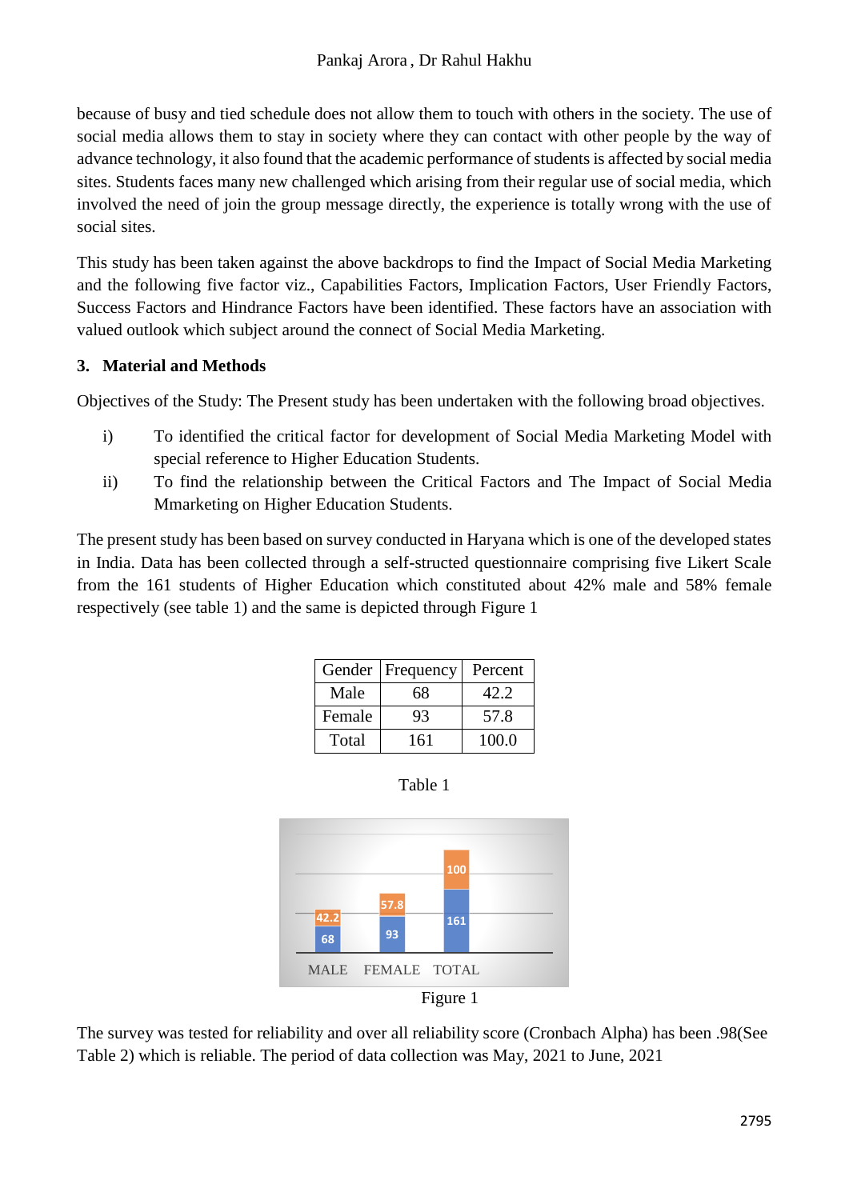because of busy and tied schedule does not allow them to touch with others in the society. The use of social media allows them to stay in society where they can contact with other people by the way of advance technology, it also found that the academic performance of students is affected by social media sites. Students faces many new challenged which arising from their regular use of social media, which involved the need of join the group message directly, the experience is totally wrong with the use of social sites.

This study has been taken against the above backdrops to find the Impact of Social Media Marketing and the following five factor viz., Capabilities Factors, Implication Factors, User Friendly Factors, Success Factors and Hindrance Factors have been identified. These factors have an association with valued outlook which subject around the connect of Social Media Marketing.

## 3. Material and Methods

Objectives of the Study: The Present study has been undertaken with the following broad objectives.

i) To identified the critical factor for development of Social Media Marketing Model with special reference to Higher Education Students.

ii) To find the relationship between the Critical Factors and The Impact of Social Media Mmarketing on Higher Education Students.

The present study has been based on survey conducted in Haryana which is one of the developed states in India. Data has been collected through a self-structed questionnaire comprising five Likert Scale from the 161 students of Higher Education which constituted about 42% male and 58% female respectively (see table 1) and the same is depicted through Figure 1

| Gender | Frequency | Percent |
|---|---|---|
| Male | 68 | 42.2 |
| Female | 93 | 57.8 |
| Total | 161 | 100.0 |

Table 1

Figure 1

The survey was tested for reliability and over all reliability score (Cronbach Alpha) has been .98(See Table 2) which is reliable. The period of data collection was May, 2021 to June, 2021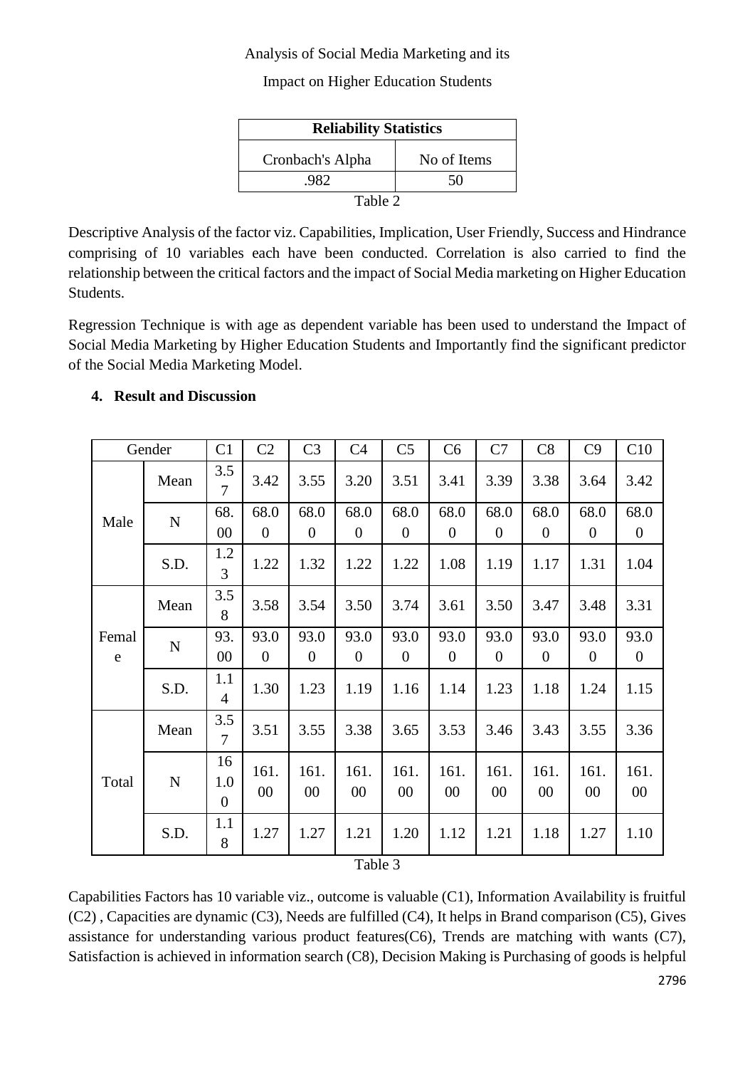| Reliability Statistics | |
|---|---|
| Cronbach's Alpha | No of Items |
| .982 | 50 |

Table 2

Descriptive Analysis of the factor viz. Capabilities, Implication, User Friendly, Success and Hindrance comprising of 10 variables each have been conducted. Correlation is also carried to find the relationship between the critical factors and the impact of Social Media marketing on Higher Education Students.

Regression Technique is with age as dependent variable has been used to understand the Impact of Social Media Marketing by Higher Education Students and Importantly find the significant predictor of the Social Media Marketing Model.

## 4. Result and Discussion

| Gender | | C1 | C2 | C3 | C4 | C5 | C6 | C7 | C8 | C9 | C10 |
|---|---|---|---|---|---|---|---|---|---|---|---|
| Male | Mean | 3.57 | 3.42 | 3.55 | 3.20 | 3.51 | 3.41 | 3.39 | 3.38 | 3.64 | 3.42 |
| | N | 68.00 | 68.00 | 68.00 | 68.00 | 68.00 | 68.00 | 68.00 | 68.00 | 68.00 | 68.00 |
| | S.D. | 1.23 | 1.22 | 1.32 | 1.22 | 1.22 | 1.08 | 1.19 | 1.17 | 1.31 | 1.04 |
| Female | Mean | 3.58 | 3.58 | 3.54 | 3.50 | 3.74 | 3.61 | 3.50 | 3.47 | 3.48 | 3.31 |
| | N | 93.00 | 93.00 | 93.00 | 93.00 | 93.00 | 93.00 | 93.00 | 93.00 | 93.00 | 93.00 |
| | S.D. | 1.14 | 1.30 | 1.23 | 1.19 | 1.16 | 1.14 | 1.23 | 1.18 | 1.24 | 1.15 |
| Total | Mean | 3.57 | 3.51 | 3.55 | 3.38 | 3.65 | 3.53 | 3.46 | 3.43 | 3.55 | 3.36 |
| | N | 161.00 | 161.00 | 161.00 | 161.00 | 161.00 | 161.00 | 161.00 | 161.00 | 161.00 | 161.00 |
| | S.D. | 1.18 | 1.27 | 1.27 | 1.21 | 1.20 | 1.12 | 1.21 | 1.18 | 1.27 | 1.10 |

Table 3

Capabilities Factors has 10 variable viz., outcome is valuable (C1), Information Availability is fruitful (C2) , Capacities are dynamic (C3), Needs are fulfilled (C4), It helps in Brand comparison (C5), Gives assistance for understanding various product features(C6), Trends are matching with wants (C7), Satisfaction is achieved in information search (C8), Decision Making is Purchasing of goods is helpful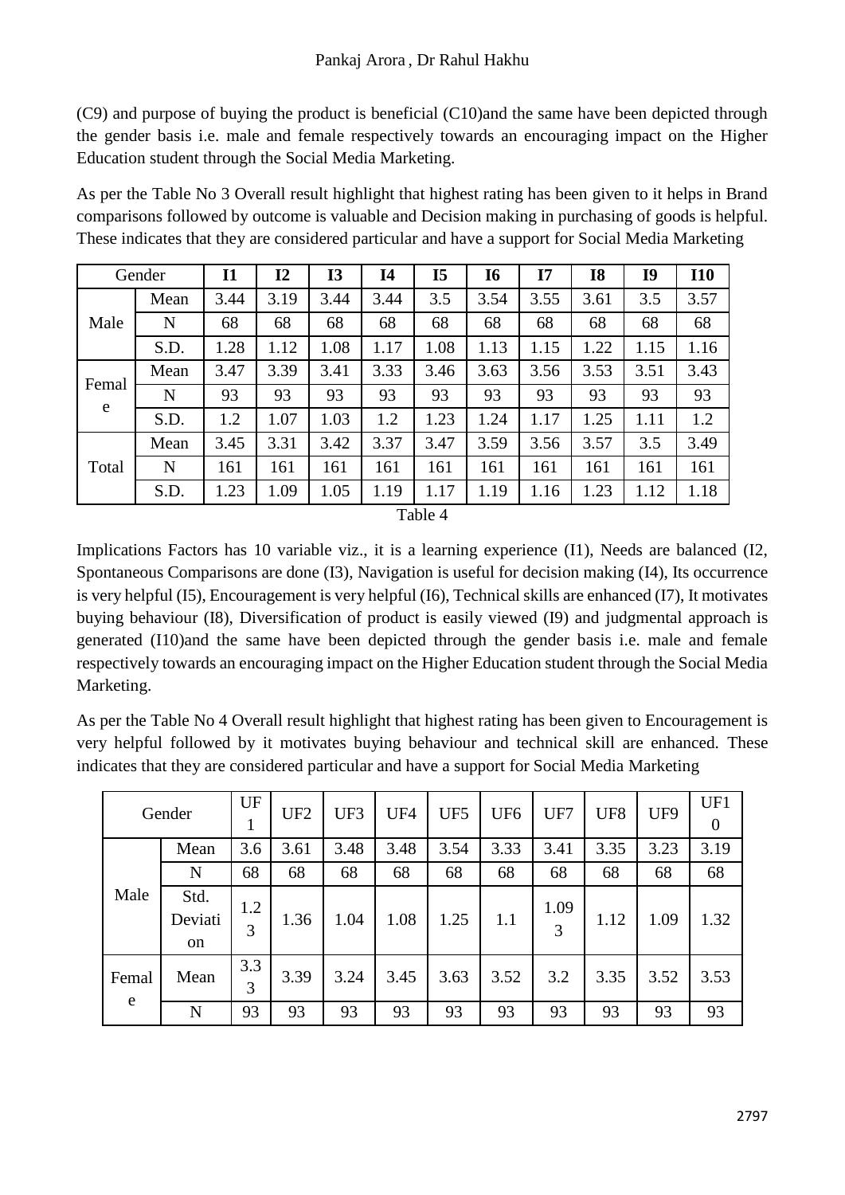(C9) and purpose of buying the product is beneficial (C10)and the same have been depicted through the gender basis i.e. male and female respectively towards an encouraging impact on the Higher Education student through the Social Media Marketing.

As per the Table No 3 Overall result highlight that highest rating has been given to it helps in Brand comparisons followed by outcome is valuable and Decision making in purchasing of goods is helpful. These indicates that they are considered particular and have a support for Social Media Marketing

| Gender | | I1 | I2 | I3 | I4 | I5 | I6 | I7 | I8 | I9 | I10 |
|---|---|---|---|---|---|---|---|---|---|---|---|
| Male | Mean | 3.44 | 3.19 | 3.44 | 3.44 | 3.5 | 3.54 | 3.55 | 3.61 | 3.5 | 3.57 |
| | N | 68 | 68 | 68 | 68 | 68 | 68 | 68 | 68 | 68 | 68 |
| | S.D. | 1.28 | 1.12 | 1.08 | 1.17 | 1.08 | 1.13 | 1.15 | 1.22 | 1.15 | 1.16 |
| Female | Mean | 3.47 | 3.39 | 3.41 | 3.33 | 3.46 | 3.63 | 3.56 | 3.53 | 3.51 | 3.43 |
| | N | 93 | 93 | 93 | 93 | 93 | 93 | 93 | 93 | 93 | 93 |
| | S.D. | 1.2 | 1.07 | 1.03 | 1.2 | 1.23 | 1.24 | 1.17 | 1.25 | 1.11 | 1.2 |
| Total | Mean | 3.45 | 3.31 | 3.42 | 3.37 | 3.47 | 3.59 | 3.56 | 3.57 | 3.5 | 3.49 |
| | N | 161 | 161 | 161 | 161 | 161 | 161 | 161 | 161 | 161 | 161 |
| | S.D. | 1.23 | 1.09 | 1.05 | 1.19 | 1.17 | 1.19 | 1.16 | 1.23 | 1.12 | 1.18 |

Table 4

Implications Factors has 10 variable viz., it is a learning experience (I1), Needs are balanced (I2, Spontaneous Comparisons are done (I3), Navigation is useful for decision making (I4), Its occurrence is very helpful (I5), Encouragement is very helpful (I6), Technical skills are enhanced (I7), It motivates buying behaviour (I8), Diversification of product is easily viewed (I9) and judgmental approach is generated (I10)and the same have been depicted through the gender basis i.e. male and female respectively towards an encouraging impact on the Higher Education student through the Social Media Marketing.

As per the Table No 4 Overall result highlight that highest rating has been given to Encouragement is very helpful followed by it motivates buying behaviour and technical skill are enhanced. These indicates that they are considered particular and have a support for Social Media Marketing

| Gender | | UF1 | UF2 | UF3 | UF4 | UF5 | UF6 | UF7 | UF8 | UF9 | UF10 |
|---|---|---|---|---|---|---|---|---|---|---|---|
| Male | Mean | 3.6 | 3.61 | 3.48 | 3.48 | 3.54 | 3.33 | 3.41 | 3.35 | 3.23 | 3.19 |
| | N | 68 | 68 | 68 | 68 | 68 | 68 | 68 | 68 | 68 | 68 |
| | Std. Deviation | 1.23 | 1.36 | 1.04 | 1.08 | 1.25 | 1.1 | 1.093 | 1.12 | 1.09 | 1.32 |
| Female | Mean | 3.33 | 3.39 | 3.24 | 3.45 | 3.63 | 3.52 | 3.2 | 3.35 | 3.52 | 3.53 |
| | N | 93 | 93 | 93 | 93 | 93 | 93 | 93 | 93 | 93 | 93 |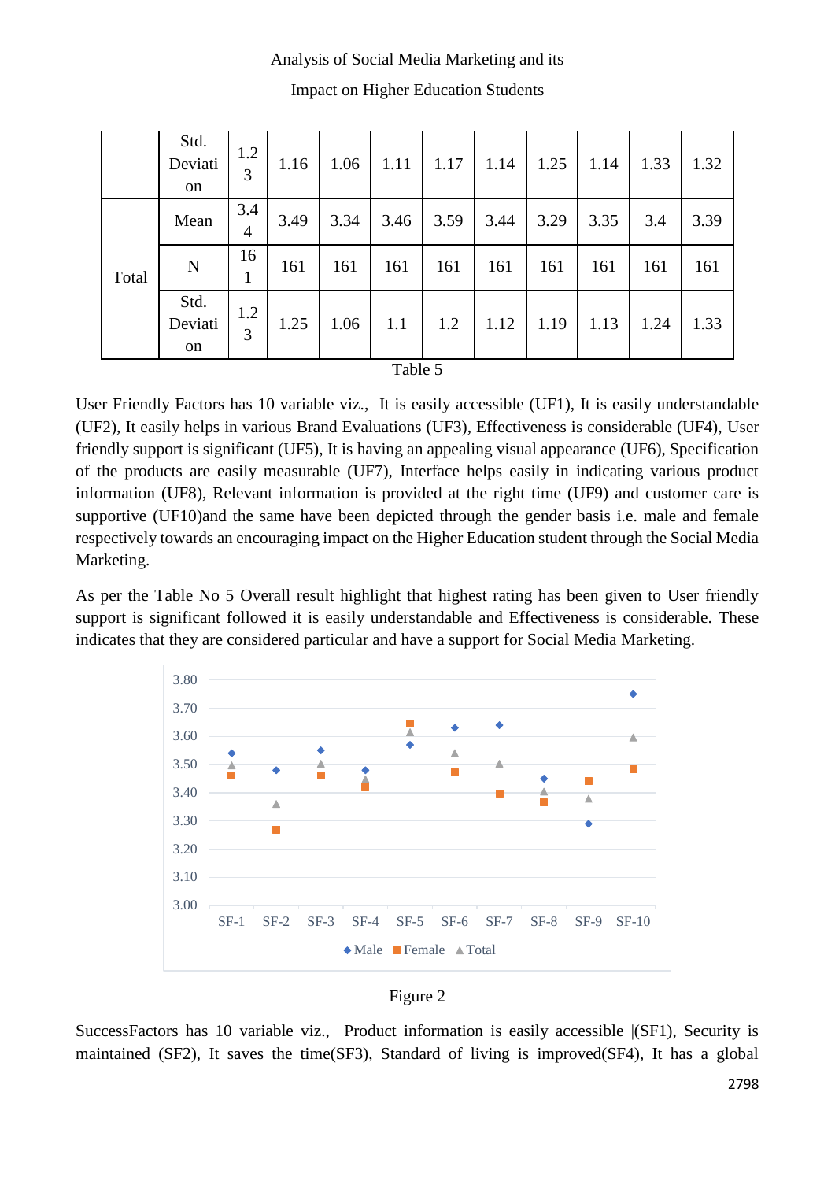| | Std. Deviation | 1.23 | 1.16 | 1.06 | 1.11 | 1.17 | 1.14 | 1.25 | 1.14 | 1.33 | 1.32 |
|---|---|---|---|---|---|---|---|---|---|---|---|
| Total | Mean | 3.44 | 3.49 | 3.34 | 3.46 | 3.59 | 3.44 | 3.29 | 3.35 | 3.4 | 3.39 |
| | N | 161 | 161 | 161 | 161 | 161 | 161 | 161 | 161 | 161 | 161 |
| | Std. Deviation | 1.23 | 1.25 | 1.06 | 1.1 | 1.2 | 1.12 | 1.19 | 1.13 | 1.24 | 1.33 |

Table 5

User Friendly Factors has 10 variable viz., It is easily accessible (UF1), It is easily understandable (UF2), It easily helps in various Brand Evaluations (UF3), Effectiveness is considerable (UF4), User friendly support is significant (UF5), It is having an appealing visual appearance (UF6), Specification of the products are easily measurable (UF7), Interface helps easily in indicating various product information (UF8), Relevant information is provided at the right time (UF9) and customer care is supportive (UF10)and the same have been depicted through the gender basis i.e. male and female respectively towards an encouraging impact on the Higher Education student through the Social Media Marketing.

As per the Table No 5 Overall result highlight that highest rating has been given to User friendly support is significant followed it is easily understandable and Effectiveness is considerable. These indicates that they are considered particular and have a support for Social Media Marketing.

Figure 2

SuccessFactors has 10 variable viz., Product information is easily accessible |(SF1), Security is maintained (SF2), It saves the time(SF3), Standard of living is improved(SF4), It has a global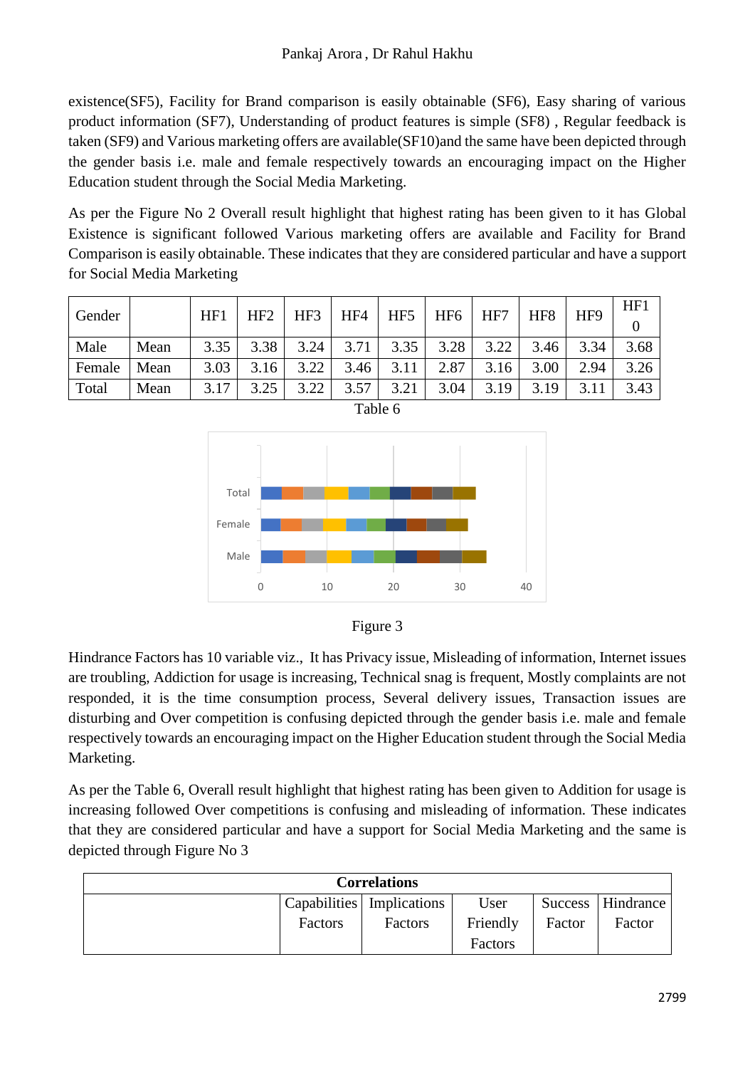existence(SF5), Facility for Brand comparison is easily obtainable (SF6), Easy sharing of various product information (SF7), Understanding of product features is simple (SF8) , Regular feedback is taken (SF9) and Various marketing offers are available(SF10)and the same have been depicted through the gender basis i.e. male and female respectively towards an encouraging impact on the Higher Education student through the Social Media Marketing.

As per the Figure No 2 Overall result highlight that highest rating has been given to it has Global Existence is significant followed Various marketing offers are available and Facility for Brand Comparison is easily obtainable. These indicates that they are considered particular and have a support for Social Media Marketing

| Gender | | HF1 | HF2 | HF3 | HF4 | HF5 | HF6 | HF7 | HF8 | HF9 | HF10 |
|---|---|---|---|---|---|---|---|---|---|---|---|
| Male | Mean | 3.35 | 3.38 | 3.24 | 3.71 | 3.35 | 3.28 | 3.22 | 3.46 | 3.34 | 3.68 |
| Female | Mean | 3.03 | 3.16 | 3.22 | 3.46 | 3.11 | 2.87 | 3.16 | 3.00 | 2.94 | 3.26 |
| Total | Mean | 3.17 | 3.25 | 3.22 | 3.57 | 3.21 | 3.04 | 3.19 | 3.19 | 3.11 | 3.43 |

Table 6

Figure 3

Hindrance Factors has 10 variable viz., It has Privacy issue, Misleading of information, Internet issues are troubling, Addiction for usage is increasing, Technical snag is frequent, Mostly complaints are not responded, it is the time consumption process, Several delivery issues, Transaction issues are disturbing and Over competition is confusing depicted through the gender basis i.e. male and female respectively towards an encouraging impact on the Higher Education student through the Social Media Marketing.

As per the Table 6, Overall result highlight that highest rating has been given to Addition for usage is increasing followed Over competitions is confusing and misleading of information. These indicates that they are considered particular and have a support for Social Media Marketing and the same is depicted through Figure No 3

| Correlations | | | | | |
|---|---|---|---|---|---|
| | Capabilities Factors | Implications Factors | User Friendly Factors | Success Factor | Hindrance Factor |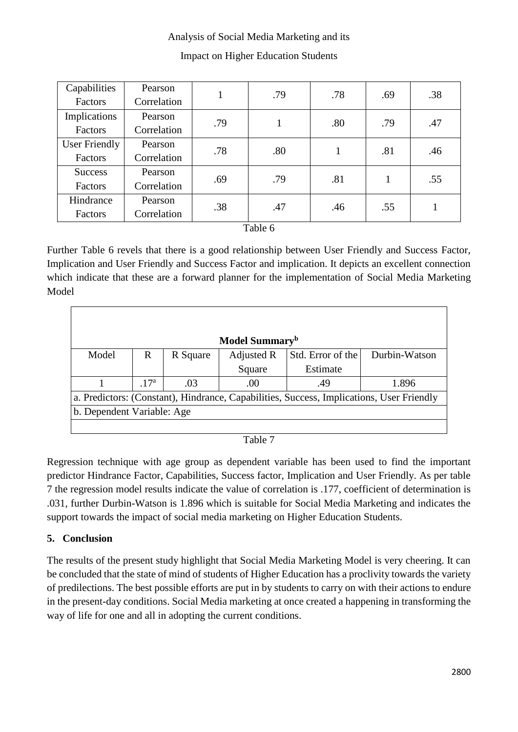| Capabilities Factors | Pearson Correlation | 1 | .79 | .78 | .69 | .38 |
|---|---|---|---|---|---|---|
| Implications Factors | Pearson Correlation | .79 | 1 | .80 | .79 | .47 |
| User Friendly Factors | Pearson Correlation | .78 | .80 | 1 | .81 | .46 |
| Success Factors | Pearson Correlation | .69 | .79 | .81 | 1 | .55 |
| Hindrance Factors | Pearson Correlation | .38 | .47 | .46 | .55 | 1 |

Table 6

Further Table 6 revels that there is a good relationship between User Friendly and Success Factor, Implication and User Friendly and Success Factor and implication. It depicts an excellent connection which indicate that these are a forward planner for the implementation of Social Media Marketing Model

| Model Summary[b] | | | | | |
|---|---|---|---|---|---|
| Model | R | R Square | Adjusted R Square | Std. Error of the Estimate | Durbin-Watson |
| 1 | .17[a] | .03 | .00 | .49 | 1.896 |
| a. Predictors: (Constant), Hindrance, Capabilities, Success, Implications, User Friendly | | | | | |
| b. Dependent Variable: Age | | | | | |

Table 7

Regression technique with age group as dependent variable has been used to find the important predictor Hindrance Factor, Capabilities, Success factor, Implication and User Friendly. As per table 7 the regression model results indicate the value of correlation is .177, coefficient of determination is .031, further Durbin-Watson is 1.896 which is suitable for Social Media Marketing and indicates the support towards the impact of social media marketing on Higher Education Students.

## 5. Conclusion

The results of the present study highlight that Social Media Marketing Model is very cheering. It can be concluded that the state of mind of students of Higher Education has a proclivity towards the variety of predilections. The best possible efforts are put in by students to carry on with their actions to endure in the present-day conditions. Social Media marketing at once created a happening in transforming the way of life for one and all in adopting the current conditions.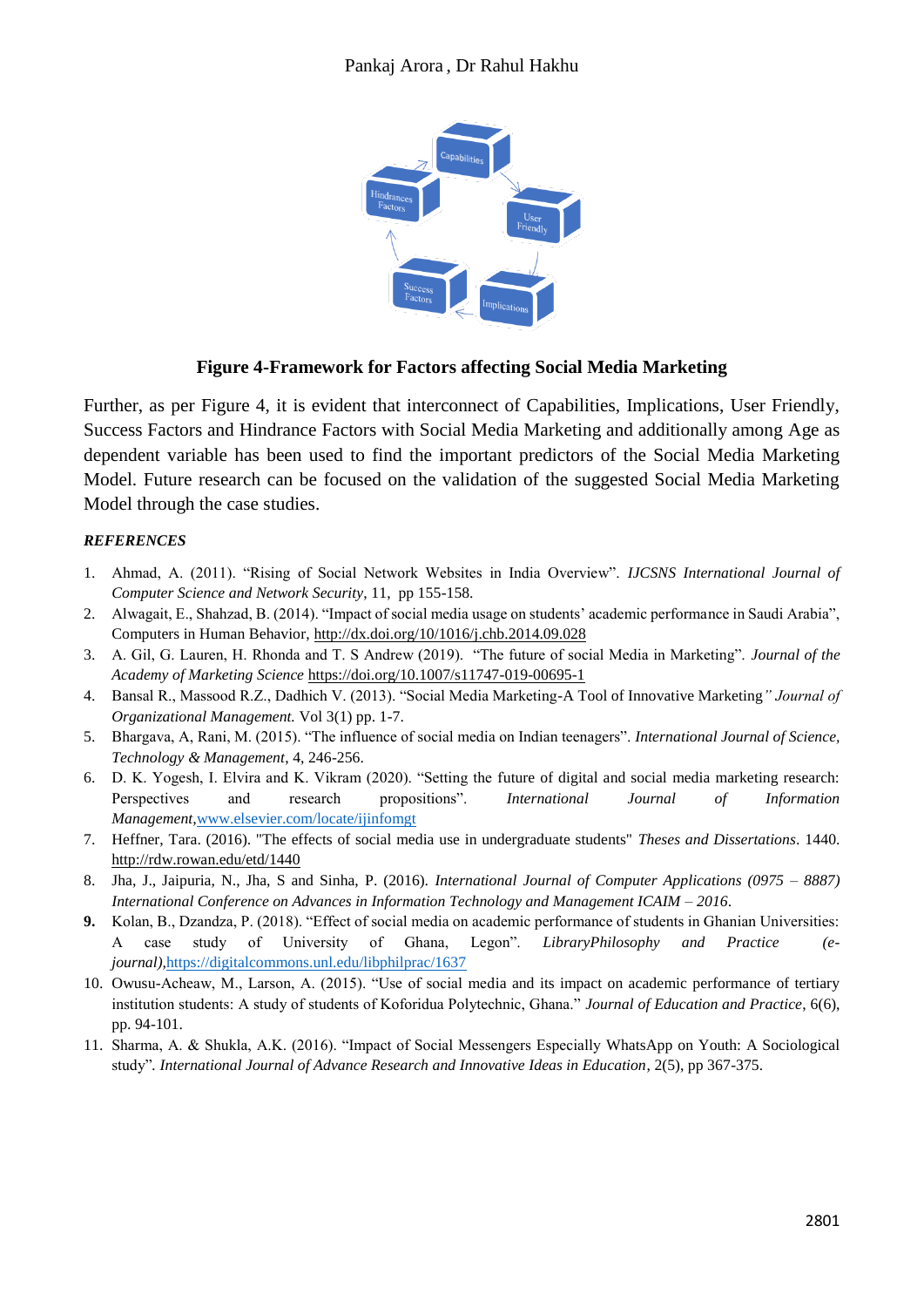Capabilities

User Friendly

Implications

Success Factors

Hindrances Factors

**Figure 4-Framework for Factors affecting Social Media Marketing**

Further, as per Figure 4, it is evident that interconnect of Capabilities, Implications, User Friendly, Success Factors and Hindrance Factors with Social Media Marketing and additionally among Age as dependent variable has been used to find the important predictors of the Social Media Marketing Model. Future research can be focused on the validation of the suggested Social Media Marketing Model through the case studies.

***REFERENCES***

1. Ahmad, A. (2011). "Rising of Social Network Websites in India Overview". *IJCSNS International Journal of Computer Science and Network Security*, 11, pp 155-158.
2. Alwagait, E., Shahzad, B. (2014). "Impact of social media usage on students' academic performance in Saudi Arabia", Computers in Human Behavior, http://dx.doi.org/10/1016/j.chb.2014.09.028
3. A. Gil, G. Lauren, H. Rhonda and T. S Andrew (2019). "The future of social Media in Marketing". *Journal of the Academy of Marketing Science* https://doi.org/10.1007/s11747-019-00695-1
4. Bansal R., Massood R.Z., Dadhich V. (2013). "Social Media Marketing-A Tool of Innovative Marketing*" Journal of Organizational Management.* Vol 3(1) pp. 1-7.
5. Bhargava, A, Rani, M. (2015). "The influence of social media on Indian teenagers". *International Journal of Science, Technology & Management*, 4, 246-256.
6. D. K. Yogesh, I. Elvira and K. Vikram (2020). "Setting the future of digital and social media marketing research: Perspectives and research propositions". *International Journal of Information Management*, www.elsevier.com/locate/ijinfomgt
7. Heffner, Tara. (2016). "The effects of social media use in undergraduate students" *Theses and Dissertations*. 1440. http://rdw.rowan.edu/etd/1440
8. Jha, J., Jaipuria, N., Jha, S and Sinha, P. (2016). *International Journal of Computer Applications (0975 – 8887) International Conference on Advances in Information Technology and Management ICAIM – 2016*.
9. Kolan, B., Dzandza, P. (2018). "Effect of social media on academic performance of students in Ghanian Universities: A case study of University of Ghana, Legon". *LibraryPhilosophy and Practice (e-journal)*, https://digitalcommons.unl.edu/libphilprac/1637
10. Owusu-Acheaw, M., Larson, A. (2015). "Use of social media and its impact on academic performance of tertiary institution students: A study of students of Koforidua Polytechnic, Ghana." *Journal of Education and Practice*, 6(6), pp. 94-101.
11. Sharma, A. & Shukla, A.K. (2016). "Impact of Social Messengers Especially WhatsApp on Youth: A Sociological study". *International Journal of Advance Research and Innovative Ideas in Education*, 2(5), pp 367-375.